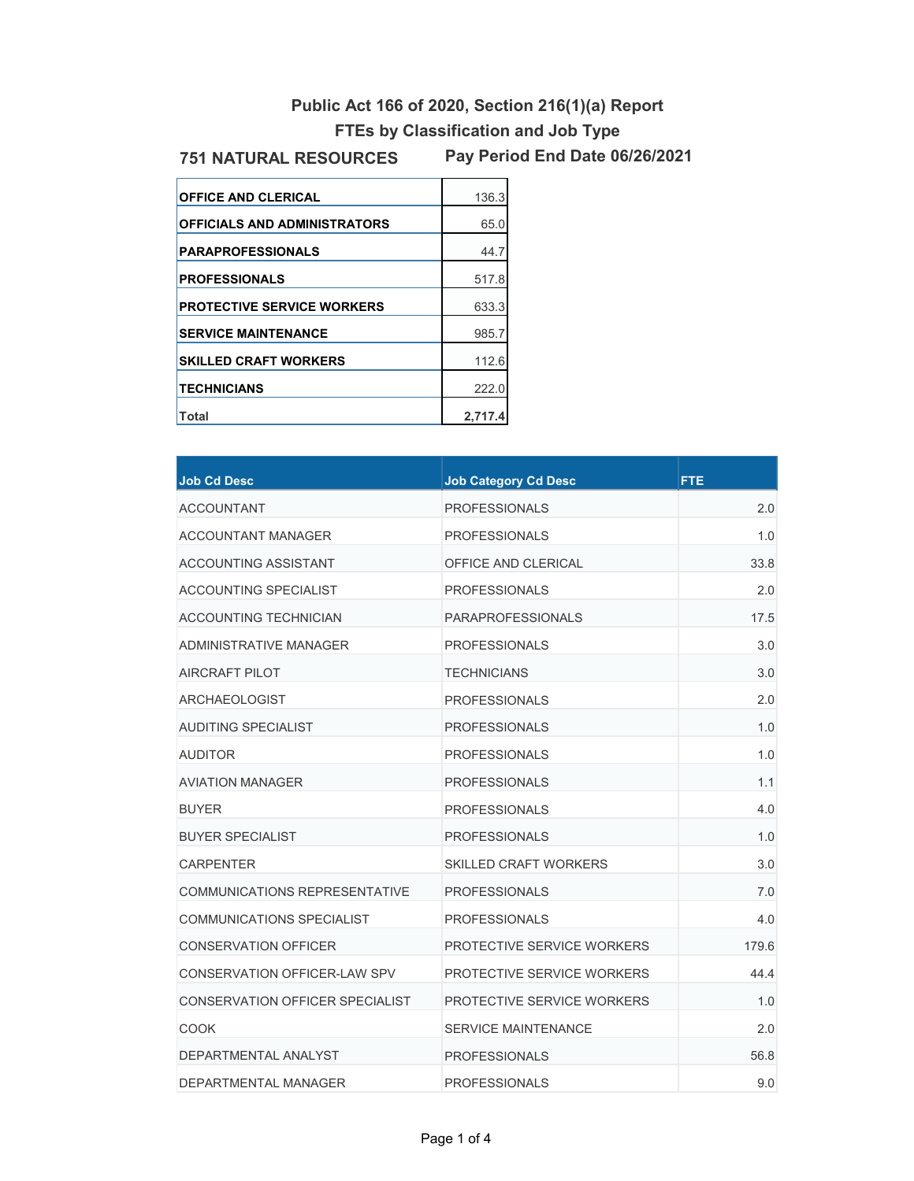# Public Act 166 of 2020, Section 216(1)(a) Report

## FTEs by Classification and Job Type

**751 NATURAL RESOURCES** **Pay Period End Date 06/26/2021**

| | |
|---|---|
| **OFFICE AND CLERICAL** | 136.3 |
| **OFFICIALS AND ADMINISTRATORS** | 65.0 |
| **PARAPROFESSIONALS** | 44.7 |
| **PROFESSIONALS** | 517.8 |
| **PROTECTIVE SERVICE WORKERS** | 633.3 |
| **SERVICE MAINTENANCE** | 985.7 |
| **SKILLED CRAFT WORKERS** | 112.6 |
| **TECHNICIANS** | 222.0 |
| **Total** | **2,717.4** |

| Job Cd Desc | Job Category Cd Desc | FTE |
|---|---|---|
| ACCOUNTANT | PROFESSIONALS | 2.0 |
| ACCOUNTANT MANAGER | PROFESSIONALS | 1.0 |
| ACCOUNTING ASSISTANT | OFFICE AND CLERICAL | 33.8 |
| ACCOUNTING SPECIALIST | PROFESSIONALS | 2.0 |
| ACCOUNTING TECHNICIAN | PARAPROFESSIONALS | 17.5 |
| ADMINISTRATIVE MANAGER | PROFESSIONALS | 3.0 |
| AIRCRAFT PILOT | TECHNICIANS | 3.0 |
| ARCHAEOLOGIST | PROFESSIONALS | 2.0 |
| AUDITING SPECIALIST | PROFESSIONALS | 1.0 |
| AUDITOR | PROFESSIONALS | 1.0 |
| AVIATION MANAGER | PROFESSIONALS | 1.1 |
| BUYER | PROFESSIONALS | 4.0 |
| BUYER SPECIALIST | PROFESSIONALS | 1.0 |
| CARPENTER | SKILLED CRAFT WORKERS | 3.0 |
| COMMUNICATIONS REPRESENTATIVE | PROFESSIONALS | 7.0 |
| COMMUNICATIONS SPECIALIST | PROFESSIONALS | 4.0 |
| CONSERVATION OFFICER | PROTECTIVE SERVICE WORKERS | 179.6 |
| CONSERVATION OFFICER-LAW SPV | PROTECTIVE SERVICE WORKERS | 44.4 |
| CONSERVATION OFFICER SPECIALIST | PROTECTIVE SERVICE WORKERS | 1.0 |
| COOK | SERVICE MAINTENANCE | 2.0 |
| DEPARTMENTAL ANALYST | PROFESSIONALS | 56.8 |
| DEPARTMENTAL MANAGER | PROFESSIONALS | 9.0 |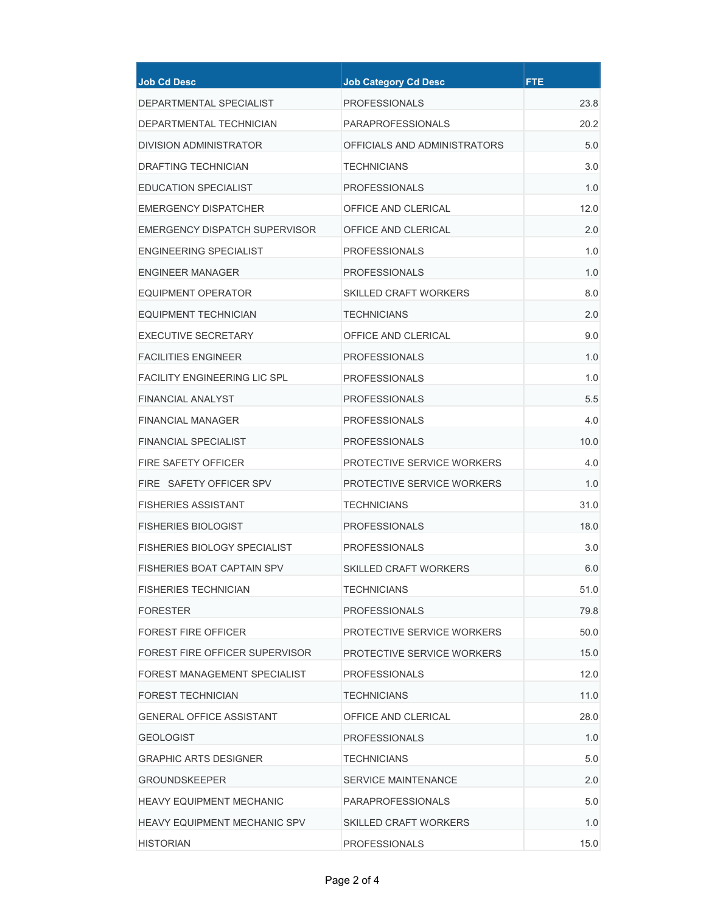| Job Cd Desc | Job Category Cd Desc | FTE |
|---|---|---|
| DEPARTMENTAL SPECIALIST | PROFESSIONALS | 23.8 |
| DEPARTMENTAL TECHNICIAN | PARAPROFESSIONALS | 20.2 |
| DIVISION ADMINISTRATOR | OFFICIALS AND ADMINISTRATORS | 5.0 |
| DRAFTING TECHNICIAN | TECHNICIANS | 3.0 |
| EDUCATION SPECIALIST | PROFESSIONALS | 1.0 |
| EMERGENCY DISPATCHER | OFFICE AND CLERICAL | 12.0 |
| EMERGENCY DISPATCH SUPERVISOR | OFFICE AND CLERICAL | 2.0 |
| ENGINEERING SPECIALIST | PROFESSIONALS | 1.0 |
| ENGINEER MANAGER | PROFESSIONALS | 1.0 |
| EQUIPMENT OPERATOR | SKILLED CRAFT WORKERS | 8.0 |
| EQUIPMENT TECHNICIAN | TECHNICIANS | 2.0 |
| EXECUTIVE SECRETARY | OFFICE AND CLERICAL | 9.0 |
| FACILITIES ENGINEER | PROFESSIONALS | 1.0 |
| FACILITY ENGINEERING LIC SPL | PROFESSIONALS | 1.0 |
| FINANCIAL ANALYST | PROFESSIONALS | 5.5 |
| FINANCIAL MANAGER | PROFESSIONALS | 4.0 |
| FINANCIAL SPECIALIST | PROFESSIONALS | 10.0 |
| FIRE SAFETY OFFICER | PROTECTIVE SERVICE WORKERS | 4.0 |
| FIRE SAFETY OFFICER SPV | PROTECTIVE SERVICE WORKERS | 1.0 |
| FISHERIES ASSISTANT | TECHNICIANS | 31.0 |
| FISHERIES BIOLOGIST | PROFESSIONALS | 18.0 |
| FISHERIES BIOLOGY SPECIALIST | PROFESSIONALS | 3.0 |
| FISHERIES BOAT CAPTAIN SPV | SKILLED CRAFT WORKERS | 6.0 |
| FISHERIES TECHNICIAN | TECHNICIANS | 51.0 |
| FORESTER | PROFESSIONALS | 79.8 |
| FOREST FIRE OFFICER | PROTECTIVE SERVICE WORKERS | 50.0 |
| FOREST FIRE OFFICER SUPERVISOR | PROTECTIVE SERVICE WORKERS | 15.0 |
| FOREST MANAGEMENT SPECIALIST | PROFESSIONALS | 12.0 |
| FOREST TECHNICIAN | TECHNICIANS | 11.0 |
| GENERAL OFFICE ASSISTANT | OFFICE AND CLERICAL | 28.0 |
| GEOLOGIST | PROFESSIONALS | 1.0 |
| GRAPHIC ARTS DESIGNER | TECHNICIANS | 5.0 |
| GROUNDSKEEPER | SERVICE MAINTENANCE | 2.0 |
| HEAVY EQUIPMENT MECHANIC | PARAPROFESSIONALS | 5.0 |
| HEAVY EQUIPMENT MECHANIC SPV | SKILLED CRAFT WORKERS | 1.0 |
| HISTORIAN | PROFESSIONALS | 15.0 |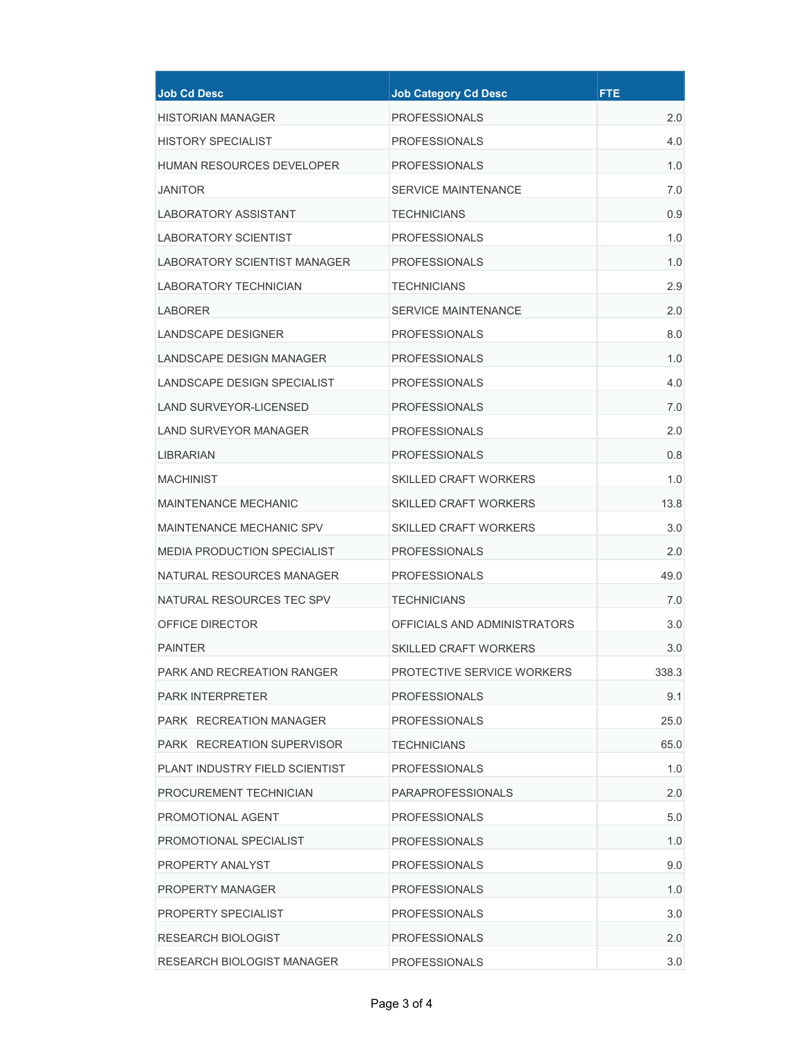| Job Cd Desc | Job Category Cd Desc | FTE |
|---|---|---|
| HISTORIAN MANAGER | PROFESSIONALS | 2.0 |
| HISTORY SPECIALIST | PROFESSIONALS | 4.0 |
| HUMAN RESOURCES DEVELOPER | PROFESSIONALS | 1.0 |
| JANITOR | SERVICE MAINTENANCE | 7.0 |
| LABORATORY ASSISTANT | TECHNICIANS | 0.9 |
| LABORATORY SCIENTIST | PROFESSIONALS | 1.0 |
| LABORATORY SCIENTIST MANAGER | PROFESSIONALS | 1.0 |
| LABORATORY TECHNICIAN | TECHNICIANS | 2.9 |
| LABORER | SERVICE MAINTENANCE | 2.0 |
| LANDSCAPE DESIGNER | PROFESSIONALS | 8.0 |
| LANDSCAPE DESIGN MANAGER | PROFESSIONALS | 1.0 |
| LANDSCAPE DESIGN SPECIALIST | PROFESSIONALS | 4.0 |
| LAND SURVEYOR-LICENSED | PROFESSIONALS | 7.0 |
| LAND SURVEYOR MANAGER | PROFESSIONALS | 2.0 |
| LIBRARIAN | PROFESSIONALS | 0.8 |
| MACHINIST | SKILLED CRAFT WORKERS | 1.0 |
| MAINTENANCE MECHANIC | SKILLED CRAFT WORKERS | 13.8 |
| MAINTENANCE MECHANIC SPV | SKILLED CRAFT WORKERS | 3.0 |
| MEDIA PRODUCTION SPECIALIST | PROFESSIONALS | 2.0 |
| NATURAL RESOURCES MANAGER | PROFESSIONALS | 49.0 |
| NATURAL RESOURCES TEC SPV | TECHNICIANS | 7.0 |
| OFFICE DIRECTOR | OFFICIALS AND ADMINISTRATORS | 3.0 |
| PAINTER | SKILLED CRAFT WORKERS | 3.0 |
| PARK AND RECREATION RANGER | PROTECTIVE SERVICE WORKERS | 338.3 |
| PARK INTERPRETER | PROFESSIONALS | 9.1 |
| PARK RECREATION MANAGER | PROFESSIONALS | 25.0 |
| PARK RECREATION SUPERVISOR | TECHNICIANS | 65.0 |
| PLANT INDUSTRY FIELD SCIENTIST | PROFESSIONALS | 1.0 |
| PROCUREMENT TECHNICIAN | PARAPROFESSIONALS | 2.0 |
| PROMOTIONAL AGENT | PROFESSIONALS | 5.0 |
| PROMOTIONAL SPECIALIST | PROFESSIONALS | 1.0 |
| PROPERTY ANALYST | PROFESSIONALS | 9.0 |
| PROPERTY MANAGER | PROFESSIONALS | 1.0 |
| PROPERTY SPECIALIST | PROFESSIONALS | 3.0 |
| RESEARCH BIOLOGIST | PROFESSIONALS | 2.0 |
| RESEARCH BIOLOGIST MANAGER | PROFESSIONALS | 3.0 |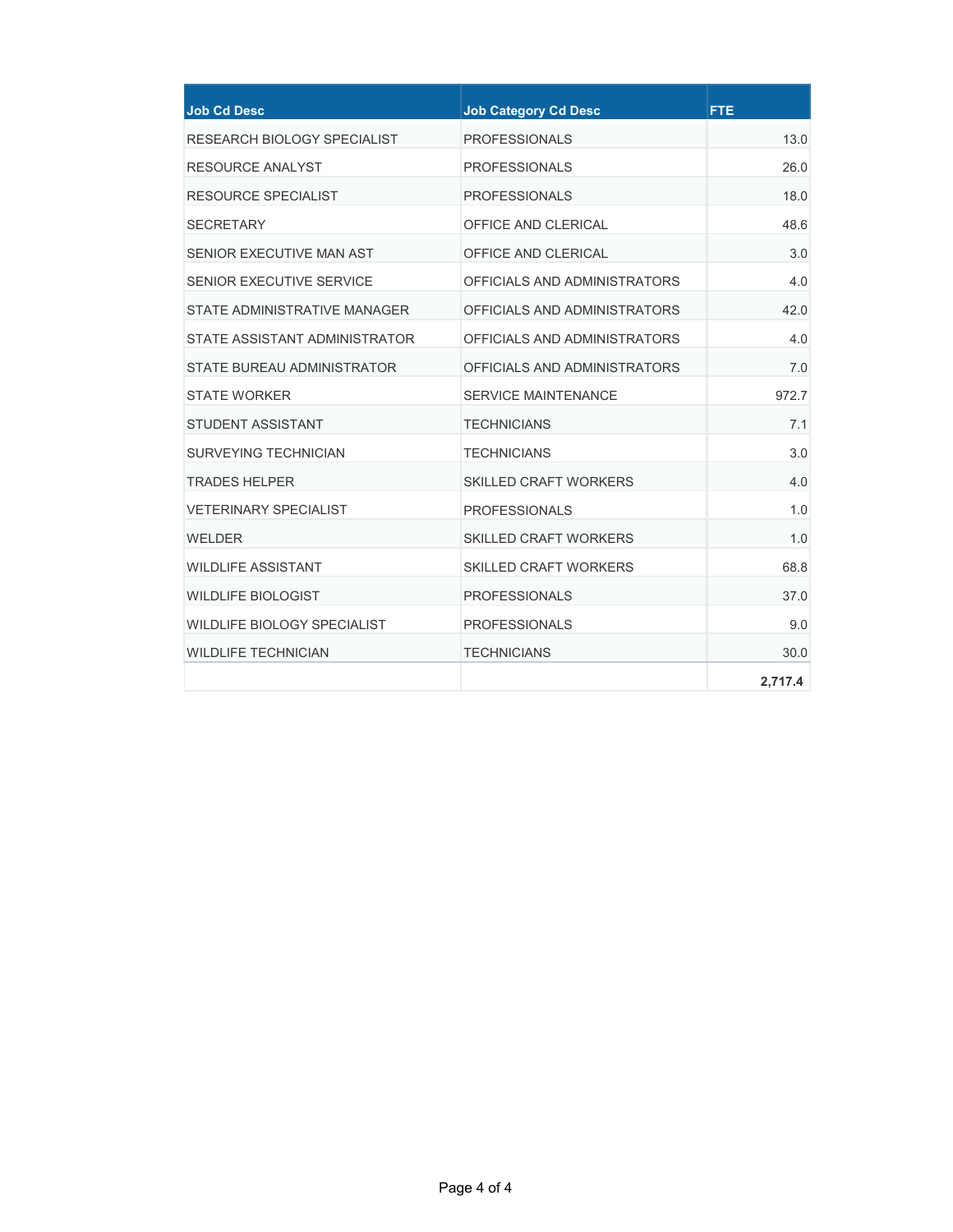| Job Cd Desc | Job Category Cd Desc | FTE |
|---|---|---|
| RESEARCH BIOLOGY SPECIALIST | PROFESSIONALS | 13.0 |
| RESOURCE ANALYST | PROFESSIONALS | 26.0 |
| RESOURCE SPECIALIST | PROFESSIONALS | 18.0 |
| SECRETARY | OFFICE AND CLERICAL | 48.6 |
| SENIOR EXECUTIVE MAN AST | OFFICE AND CLERICAL | 3.0 |
| SENIOR EXECUTIVE SERVICE | OFFICIALS AND ADMINISTRATORS | 4.0 |
| STATE ADMINISTRATIVE MANAGER | OFFICIALS AND ADMINISTRATORS | 42.0 |
| STATE ASSISTANT ADMINISTRATOR | OFFICIALS AND ADMINISTRATORS | 4.0 |
| STATE BUREAU ADMINISTRATOR | OFFICIALS AND ADMINISTRATORS | 7.0 |
| STATE WORKER | SERVICE MAINTENANCE | 972.7 |
| STUDENT ASSISTANT | TECHNICIANS | 7.1 |
| SURVEYING TECHNICIAN | TECHNICIANS | 3.0 |
| TRADES HELPER | SKILLED CRAFT WORKERS | 4.0 |
| VETERINARY SPECIALIST | PROFESSIONALS | 1.0 |
| WELDER | SKILLED CRAFT WORKERS | 1.0 |
| WILDLIFE ASSISTANT | SKILLED CRAFT WORKERS | 68.8 |
| WILDLIFE BIOLOGIST | PROFESSIONALS | 37.0 |
| WILDLIFE BIOLOGY SPECIALIST | PROFESSIONALS | 9.0 |
| WILDLIFE TECHNICIAN | TECHNICIANS | 30.0 |
| | | **2,717.4** |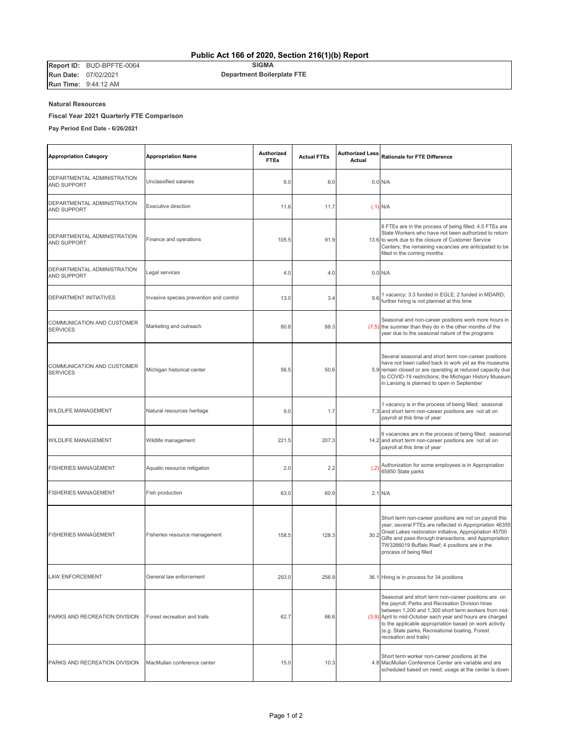# Public Act 166 of 2020, Section 216(1)(b) Report

**Report ID:** BUD-BPFTE-0064
**Run Date:** 07/02/2021
**Run Time:** 9:44:12 AM

**SIGMA**
**Department Boilerplate FTE**

**Natural Resources**

**Fiscal Year 2021 Quarterly FTE Comparison**

**Pay Period End Date - 6/26/2021**

| Appropriation Category | Appropriation Name | Authorized FTEs | Actual FTEs | Authorized Less Actual | Rationale for FTE Difference |
|---|---|---|---|---|---|
| DEPARTMENTAL ADMINISTRATION AND SUPPORT | Unclassified salaries | 6.0 | 6.0 | 0.0 | N/A |
| DEPARTMENTAL ADMINISTRATION AND SUPPORT | Executive direction | 11.6 | 11.7 | (.1) | N/A |
| DEPARTMENTAL ADMINISTRATION AND SUPPORT | Finance and operations | 105.5 | 91.9 | 13.6 | 6 FTEs are in the process of being filled; 4.5 FTEs are State Workers who have not been authorized to return to work due to the closure of Customer Service Centers; the remaining vacancies are anticipated to be filled in the coming months |
| DEPARTMENTAL ADMINISTRATION AND SUPPORT | Legal services | 4.0 | 4.0 | 0.0 | N/A |
| DEPARTMENT INITIATIVES | Invasive species prevention and control | 13.0 | 3.4 | 9.6 | 1 vacancy; 3.3 funded in EGLE; 2 funded in MDARD; further hiring is not planned at this time |
| COMMUNICATION AND CUSTOMER SERVICES | Marketing and outreach | 80.8 | 88.3 | (7.5) | Seasonal and non-career positions work more hours in the summer than they do in the other months of the year due to the seasonal nature of the programs |
| COMMUNICATION AND CUSTOMER SERVICES | Michigan historical center | 56.5 | 50.6 | 5.9 | Several seasonal and short term non-career positions have not been called back to work yet as the museums remain closed or are operating at reduced capacity due to COVID-19 restrictions; the Michigan History Museum in Lansing is planned to open in September |
| WILDLIFE MANAGEMENT | Natural resources heritage | 9.0 | 1.7 | 7.3 | 1 vacancy is in the process of being filled; seasonal and short term non-career positions are not all on payroll at this time of year |
| WILDLIFE MANAGEMENT | Wildlife management | 221.5 | 207.3 | 14.2 | 6 vacancies are in the process of being filled; seasonal and short term non-career positions are not all on payroll at this time of year |
| FISHERIES MANAGEMENT | Aquatic resource mitigation | 2.0 | 2.2 | (.2) | Authorization for some employees is in Appropriation 65850 State parks |
| FISHERIES MANAGEMENT | Fish production | 63.0 | 60.9 | 2.1 | N/A |
| FISHERIES MANAGEMENT | Fisheries resource management | 158.5 | 128.3 | 30.2 | Short term non-career positions are not on payroll this year; several FTEs are reflected in Appropriation 46355 Great Lakes restoration initiative, Appropriation 45700 Gifts and pass-through transactions, and Appropriation TW3266019 Buffalo Reef; 4 positions are in the process of being filled |
| LAW ENFORCEMENT | General law enforcement | 293.0 | 256.9 | 36.1 | Hiring is in process for 34 positions |
| PARKS AND RECREATION DIVISION | Forest recreation and trails | 62.7 | 66.6 | (3.9) | Seasonal and short term non-career positions are on the payroll; Parks and Recreation Division hires between 1,200 and 1,300 short term workers from mid-April to mid-October each year and hours are charged to the applicable appropriation based on work activity (e.g. State parks, Recreational boating, Forest recreation and trails) |
| PARKS AND RECREATION DIVISION | MacMullan conference center | 15.0 | 10.3 | 4.8 | Short term worker non-career positions at the MacMullan Conference Center are variable and are scheduled based on need; usage at the center is down |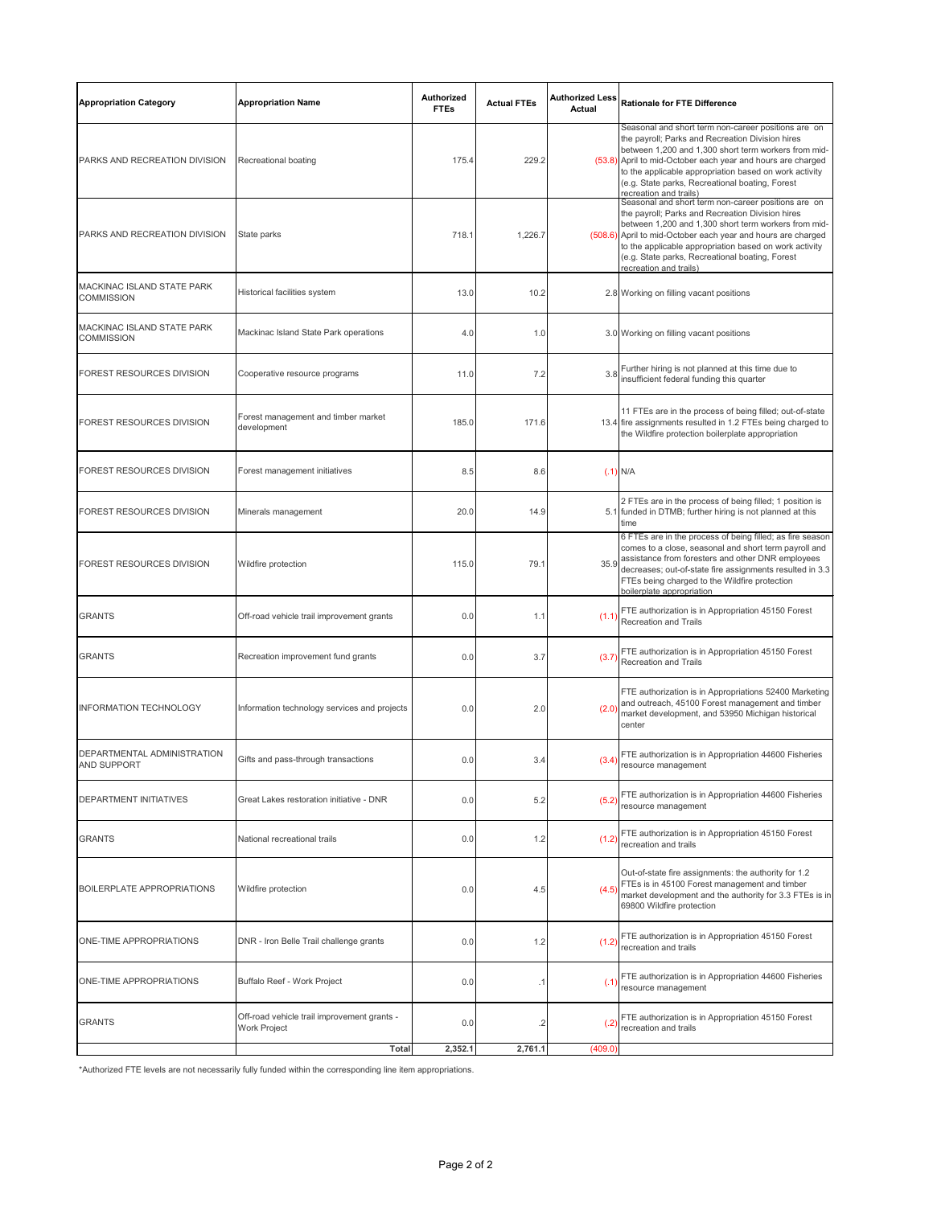| Appropriation Category | Appropriation Name | Authorized FTEs | Actual FTEs | Authorized Less Actual | Rationale for FTE Difference |
|---|---|---|---|---|---|
| PARKS AND RECREATION DIVISION | Recreational boating | 175.4 | 229.2 | (53.8) | Seasonal and short term non-career positions are on the payroll; Parks and Recreation Division hires between 1,200 and 1,300 short term workers from mid-April to mid-October each year and hours are charged to the applicable appropriation based on work activity (e.g. State parks, Recreational boating, Forest recreation and trails) |
| PARKS AND RECREATION DIVISION | State parks | 718.1 | 1,226.7 | (508.6) | Seasonal and short term non-career positions are on the payroll; Parks and Recreation Division hires between 1,200 and 1,300 short term workers from mid-April to mid-October each year and hours are charged to the applicable appropriation based on work activity (e.g. State parks, Recreational boating, Forest recreation and trails) |
| MACKINAC ISLAND STATE PARK COMMISSION | Historical facilities system | 13.0 | 10.2 | 2.8 | Working on filling vacant positions |
| MACKINAC ISLAND STATE PARK COMMISSION | Mackinac Island State Park operations | 4.0 | 1.0 | 3.0 | Working on filling vacant positions |
| FOREST RESOURCES DIVISION | Cooperative resource programs | 11.0 | 7.2 | 3.8 | Further hiring is not planned at this time due to insufficient federal funding this quarter |
| FOREST RESOURCES DIVISION | Forest management and timber market development | 185.0 | 171.6 | 13.4 | 11 FTEs are in the process of being filled; out-of-state fire assignments resulted in 1.2 FTEs being charged to the Wildfire protection boilerplate appropriation |
| FOREST RESOURCES DIVISION | Forest management initiatives | 8.5 | 8.6 | (.1) | N/A |
| FOREST RESOURCES DIVISION | Minerals management | 20.0 | 14.9 | 5.1 | 2 FTEs are in the process of being filled; 1 position is funded in DTMB; further hiring is not planned at this time |
| FOREST RESOURCES DIVISION | Wildfire protection | 115.0 | 79.1 | 35.9 | 6 FTEs are in the process of being filled; as fire season comes to a close, seasonal and short term payroll and assistance from foresters and other DNR employees decreases; out-of-state fire assignments resulted in 3.3 FTEs being charged to the Wildfire protection boilerplate appropriation |
| GRANTS | Off-road vehicle trail improvement grants | 0.0 | 1.1 | (1.1) | FTE authorization is in Appropriation 45150 Forest Recreation and Trails |
| GRANTS | Recreation improvement fund grants | 0.0 | 3.7 | (3.7) | FTE authorization is in Appropriation 45150 Forest Recreation and Trails |
| INFORMATION TECHNOLOGY | Information technology services and projects | 0.0 | 2.0 | (2.0) | FTE authorization is in Appropriations 52400 Marketing and outreach, 45100 Forest management and timber market development, and 53950 Michigan historical center |
| DEPARTMENTAL ADMINISTRATION AND SUPPORT | Gifts and pass-through transactions | 0.0 | 3.4 | (3.4) | FTE authorization is in Appropriation 44600 Fisheries resource management |
| DEPARTMENT INITIATIVES | Great Lakes restoration initiative - DNR | 0.0 | 5.2 | (5.2) | FTE authorization is in Appropriation 44600 Fisheries resource management |
| GRANTS | National recreational trails | 0.0 | 1.2 | (1.2) | FTE authorization is in Appropriation 45150 Forest recreation and trails |
| BOILERPLATE APPROPRIATIONS | Wildfire protection | 0.0 | 4.5 | (4.5) | Out-of-state fire assignments: the authority for 1.2 FTEs is in 45100 Forest management and timber market development and the authority for 3.3 FTEs is in 69800 Wildfire protection |
| ONE-TIME APPROPRIATIONS | DNR - Iron Belle Trail challenge grants | 0.0 | 1.2 | (1.2) | FTE authorization is in Appropriation 45150 Forest recreation and trails |
| ONE-TIME APPROPRIATIONS | Buffalo Reef - Work Project | 0.0 | .1 | (.1) | FTE authorization is in Appropriation 44600 Fisheries resource management |
| GRANTS | Off-road vehicle trail improvement grants - Work Project | 0.0 | .2 | (.2) | FTE authorization is in Appropriation 45150 Forest recreation and trails |
| | Total | 2,352.1 | 2,761.1 | (409.0) | |

*Authorized FTE levels are not necessarily fully funded within the corresponding line item appropriations.